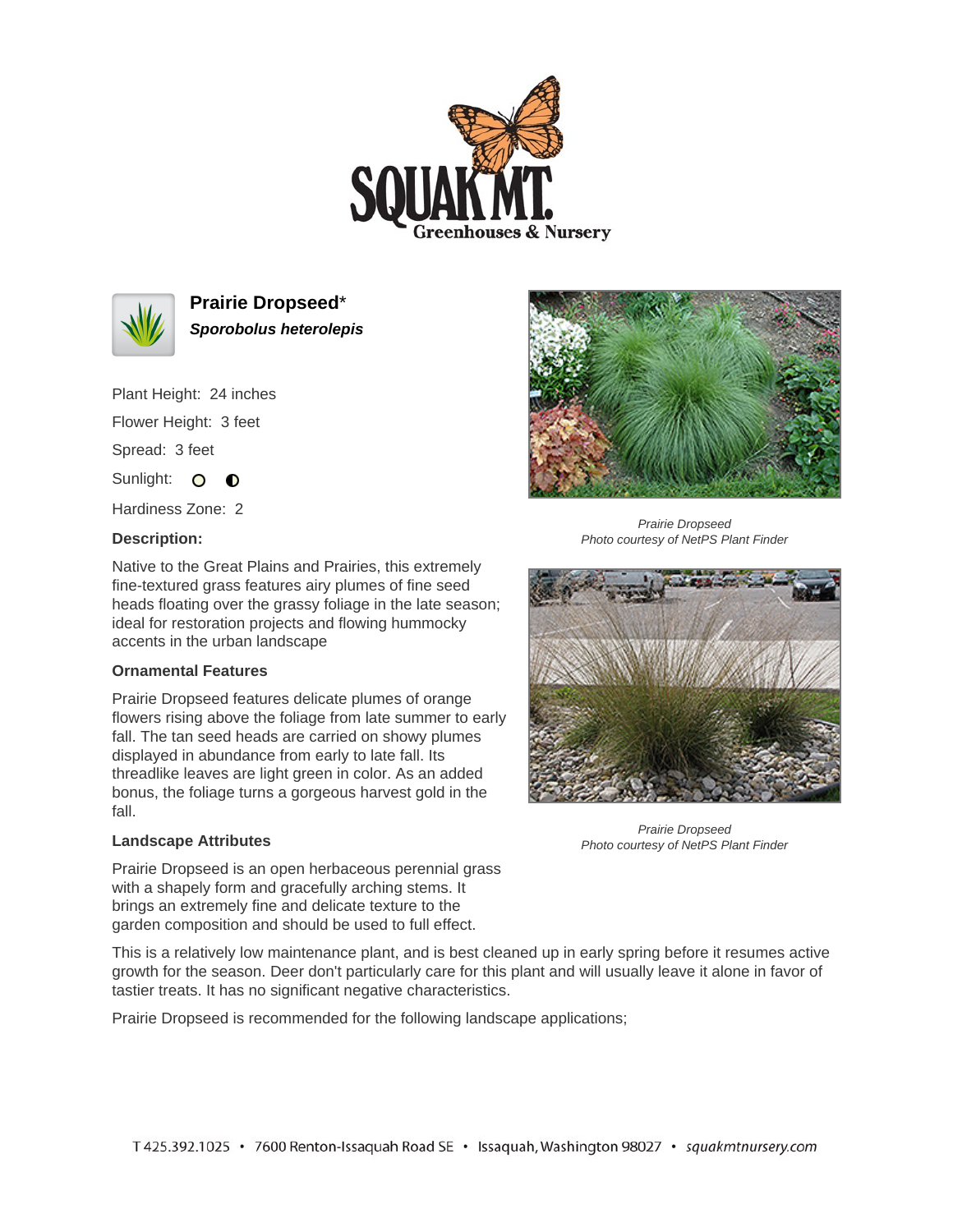# Prairie Dropseed*

***Sporobolus heterolepis***

Plant Height: 24 inches

Flower Height: 3 feet

Spread: 3 feet

Sunlight:

Hardiness Zone: 2

**Description:**

Native to the Great Plains and Prairies, this extremely fine-textured grass features airy plumes of fine seed heads floating over the grassy foliage in the late season; ideal for restoration projects and flowing hummocky accents in the urban landscape

**Ornamental Features**

Prairie Dropseed features delicate plumes of orange flowers rising above the foliage from late summer to early fall. The tan seed heads are carried on showy plumes displayed in abundance from early to late fall. Its threadlike leaves are light green in color. As an added bonus, the foliage turns a gorgeous harvest gold in the fall.

*Prairie Dropseed*
*Photo courtesy of NetPS Plant Finder*

*Prairie Dropseed*
*Photo courtesy of NetPS Plant Finder*

**Landscape Attributes**

Prairie Dropseed is an open herbaceous perennial grass with a shapely form and gracefully arching stems. It brings an extremely fine and delicate texture to the garden composition and should be used to full effect.

This is a relatively low maintenance plant, and is best cleaned up in early spring before it resumes active growth for the season. Deer don't particularly care for this plant and will usually leave it alone in favor of tastier treats. It has no significant negative characteristics.

Prairie Dropseed is recommended for the following landscape applications;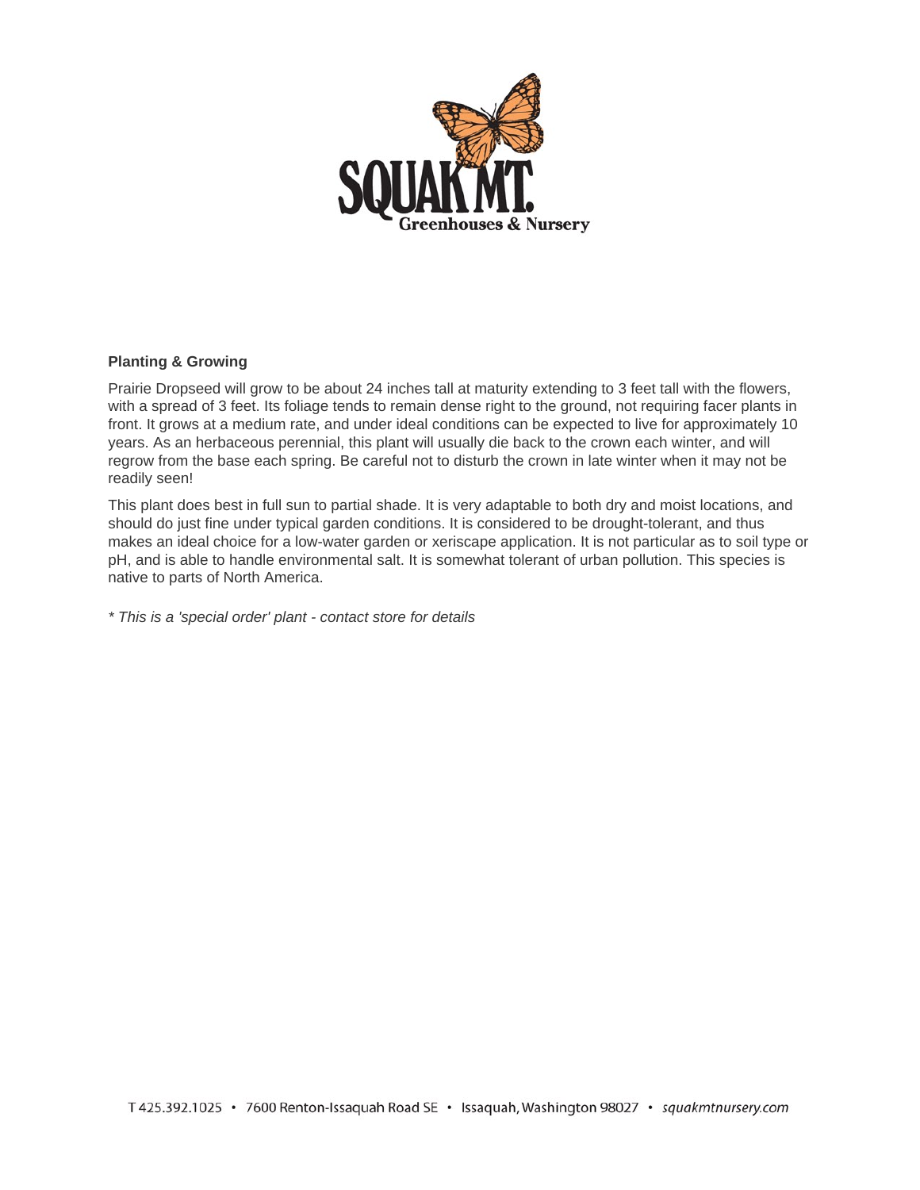**Planting & Growing**

Prairie Dropseed will grow to be about 24 inches tall at maturity extending to 3 feet tall with the flowers, with a spread of 3 feet. Its foliage tends to remain dense right to the ground, not requiring facer plants in front. It grows at a medium rate, and under ideal conditions can be expected to live for approximately 10 years. As an herbaceous perennial, this plant will usually die back to the crown each winter, and will regrow from the base each spring. Be careful not to disturb the crown in late winter when it may not be readily seen!

This plant does best in full sun to partial shade. It is very adaptable to both dry and moist locations, and should do just fine under typical garden conditions. It is considered to be drought-tolerant, and thus makes an ideal choice for a low-water garden or xeriscape application. It is not particular as to soil type or pH, and is able to handle environmental salt. It is somewhat tolerant of urban pollution. This species is native to parts of North America.

*\* This is a 'special order' plant - contact store for details*